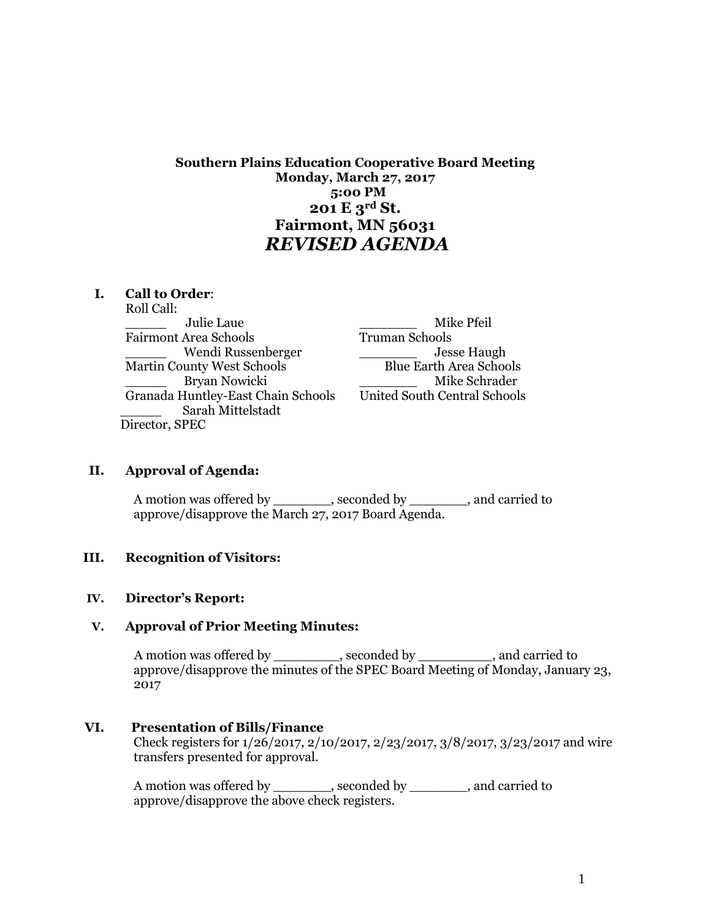**Southern Plains Education Cooperative Board Meeting**
**Monday, March 27, 2017**
**5:00 PM**
**201 E 3rd St.**
**Fairmont, MN 56031**

# *REVISED AGENDA*

## I. Call to Order:

Roll Call:

_____ Julie Laue
Fairmont Area Schools

_____ Wendi Russenberger
Martin County West Schools

_____ Bryan Nowicki
Granada Huntley-East Chain Schools

_____ Sarah Mittelstadt
Director, SPEC

_______ Mike Pfeil
Truman Schools

_______ Jesse Haugh
Blue Earth Area Schools

_______ Mike Schrader
United South Central Schools

## II. Approval of Agenda:

A motion was offered by _______, seconded by _______, and carried to approve/disapprove the March 27, 2017 Board Agenda.

## III. Recognition of Visitors:

## IV. Director's Report:

## V. Approval of Prior Meeting Minutes:

A motion was offered by ________, seconded by _________, and carried to approve/disapprove the minutes of the SPEC Board Meeting of Monday, January 23, 2017

## VI. Presentation of Bills/Finance

Check registers for 1/26/2017, 2/10/2017, 2/23/2017, 3/8/2017, 3/23/2017 and wire transfers presented for approval.

A motion was offered by _______, seconded by _______, and carried to approve/disapprove the above check registers.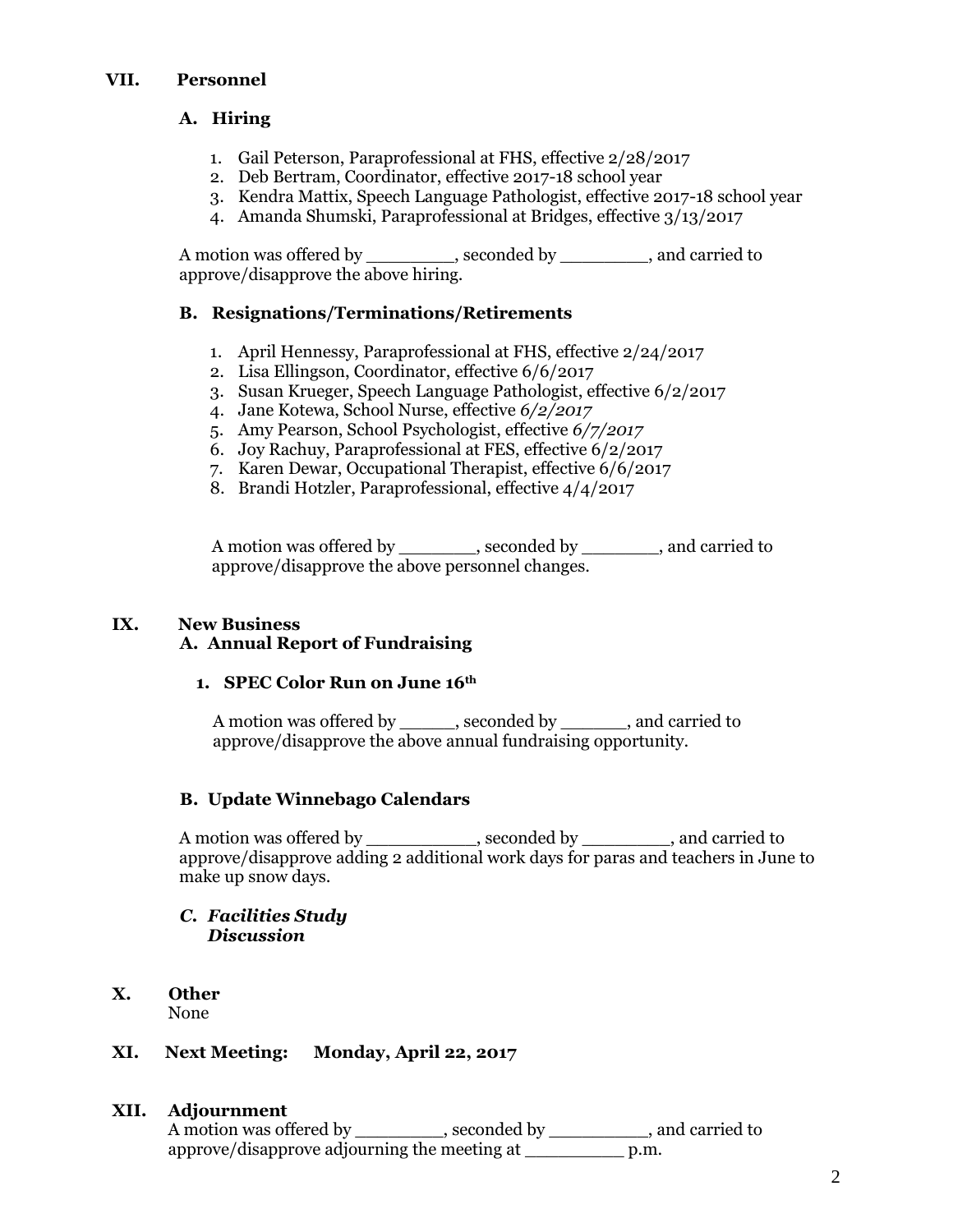## VII. Personnel

### A. Hiring

1. Gail Peterson, Paraprofessional at FHS, effective 2/28/2017
2. Deb Bertram, Coordinator, effective 2017-18 school year
3. Kendra Mattix, Speech Language Pathologist, effective 2017-18 school year
4. Amanda Shumski, Paraprofessional at Bridges, effective 3/13/2017

A motion was offered by ________, seconded by ________, and carried to approve/disapprove the above hiring.

### B. Resignations/Terminations/Retirements

1. April Hennessy, Paraprofessional at FHS, effective 2/24/2017
2. Lisa Ellingson, Coordinator, effective 6/6/2017
3. Susan Krueger, Speech Language Pathologist, effective 6/2/2017
4. Jane Kotewa, School Nurse, effective *6/2/2017*
5. Amy Pearson, School Psychologist, effective *6/7/2017*
6. Joy Rachuy, Paraprofessional at FES, effective 6/2/2017
7. Karen Dewar, Occupational Therapist, effective 6/6/2017
8. Brandi Hotzler, Paraprofessional, effective 4/4/2017

A motion was offered by _______, seconded by _______, and carried to approve/disapprove the above personnel changes.

## IX. New Business

### A. Annual Report of Fundraising

**1. SPEC Color Run on June 16th**

A motion was offered by _____, seconded by ______, and carried to approve/disapprove the above annual fundraising opportunity.

### B. Update Winnebago Calendars

A motion was offered by __________, seconded by ________, and carried to approve/disapprove adding 2 additional work days for paras and teachers in June to make up snow days.

### *C. Facilities Study*
***Discussion***

## X. Other

None

## XI. Next Meeting: Monday, April 22, 2017

## XII. Adjournment

A motion was offered by ________, seconded by _________, and carried to approve/disapprove adjourning the meeting at _________ p.m.